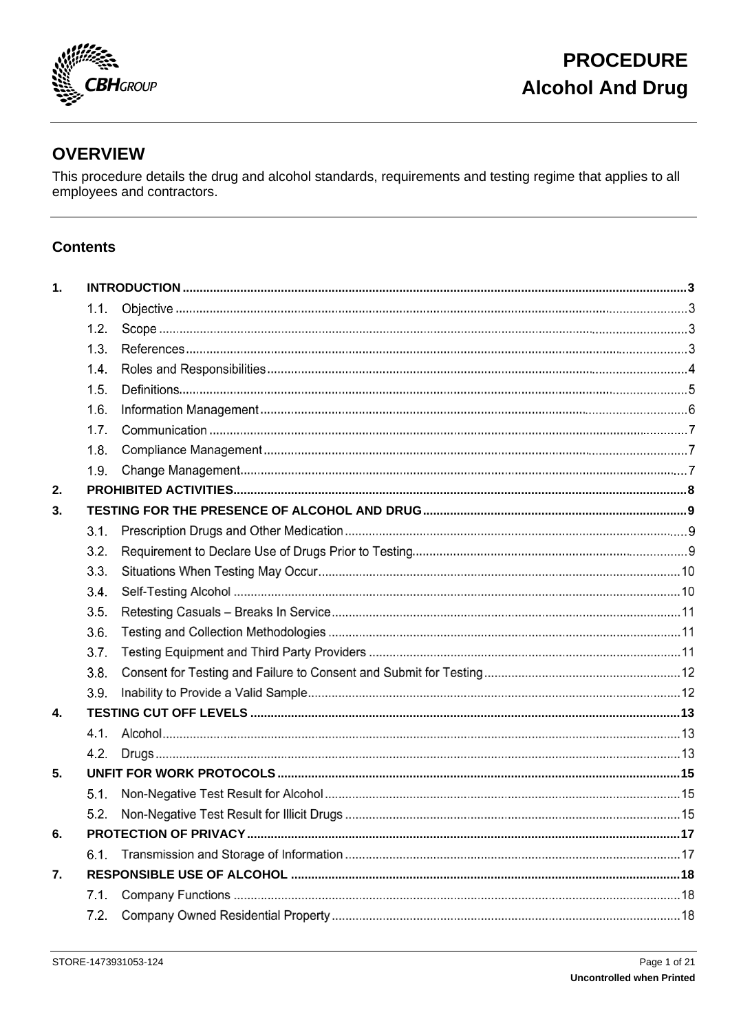# PROCEDURE
# Alcohol And Drug

## OVERVIEW

This procedure details the drug and alcohol standards, requirements and testing regime that applies to all employees and contractors.

### Contents

| | | |
|---|---|---|
| **1.** | **INTRODUCTION** | **3** |
| 1.1. | Objective | 3 |
| 1.2. | Scope | 3 |
| 1.3. | References | 3 |
| 1.4. | Roles and Responsibilities | 4 |
| 1.5. | Definitions | 5 |
| 1.6. | Information Management | 6 |
| 1.7. | Communication | 7 |
| 1.8. | Compliance Management | 7 |
| 1.9. | Change Management | 7 |
| **2.** | **PROHIBITED ACTIVITIES** | **8** |
| **3.** | **TESTING FOR THE PRESENCE OF ALCOHOL AND DRUG** | **9** |
| 3.1. | Prescription Drugs and Other Medication | 9 |
| 3.2. | Requirement to Declare Use of Drugs Prior to Testing | 9 |
| 3.3. | Situations When Testing May Occur | 10 |
| 3.4. | Self-Testing Alcohol | 10 |
| 3.5. | Retesting Casuals – Breaks In Service | 11 |
| 3.6. | Testing and Collection Methodologies | 11 |
| 3.7. | Testing Equipment and Third Party Providers | 11 |
| 3.8. | Consent for Testing and Failure to Consent and Submit for Testing | 12 |
| 3.9. | Inability to Provide a Valid Sample | 12 |
| **4.** | **TESTING CUT OFF LEVELS** | **13** |
| 4.1. | Alcohol | 13 |
| 4.2. | Drugs | 13 |
| **5.** | **UNFIT FOR WORK PROTOCOLS** | **15** |
| 5.1. | Non-Negative Test Result for Alcohol | 15 |
| 5.2. | Non-Negative Test Result for Illicit Drugs | 15 |
| **6.** | **PROTECTION OF PRIVACY** | **17** |
| 6.1. | Transmission and Storage of Information | 17 |
| **7.** | **RESPONSIBLE USE OF ALCOHOL** | **18** |
| 7.1. | Company Functions | 18 |
| 7.2. | Company Owned Residential Property | 18 |

STORE-1473931053-124

Uncontrolled when Printed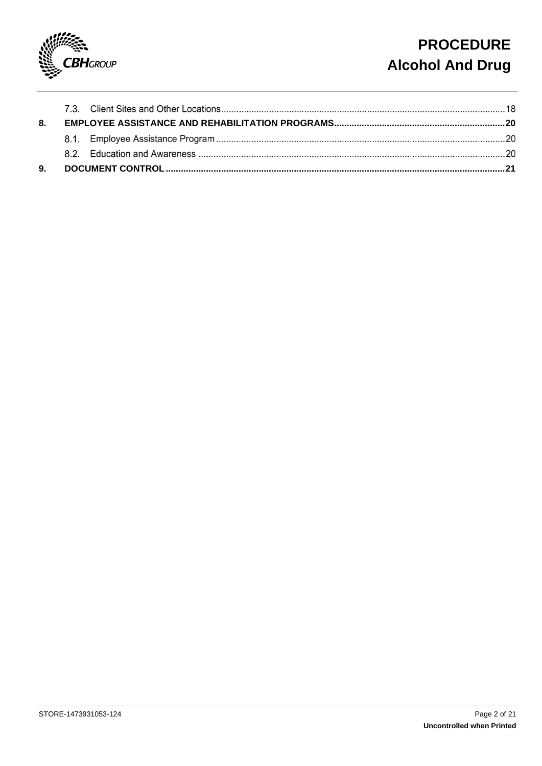7.3. Client Sites and Other Locations ........ 18

**8. EMPLOYEE ASSISTANCE AND REHABILITATION PROGRAMS ........ 20**

8.1. Employee Assistance Program ........ 20

8.2. Education and Awareness ........ 20

**9. DOCUMENT CONTROL ........ 21**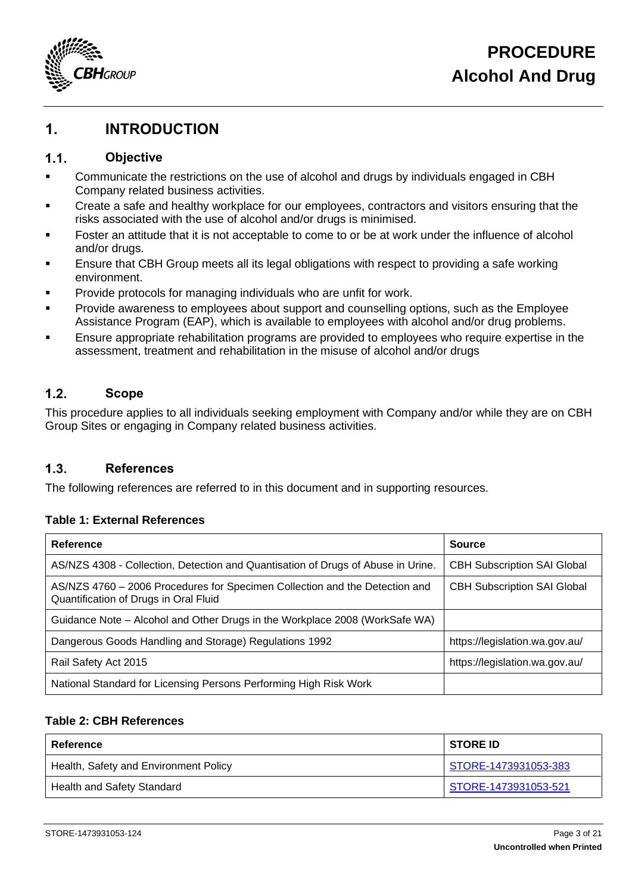# 1. INTRODUCTION

## 1.1. Objective

- Communicate the restrictions on the use of alcohol and drugs by individuals engaged in CBH Company related business activities.
- Create a safe and healthy workplace for our employees, contractors and visitors ensuring that the risks associated with the use of alcohol and/or drugs is minimised.
- Foster an attitude that it is not acceptable to come to or be at work under the influence of alcohol and/or drugs.
- Ensure that CBH Group meets all its legal obligations with respect to providing a safe working environment.
- Provide protocols for managing individuals who are unfit for work.
- Provide awareness to employees about support and counselling options, such as the Employee Assistance Program (EAP), which is available to employees with alcohol and/or drug problems.
- Ensure appropriate rehabilitation programs are provided to employees who require expertise in the assessment, treatment and rehabilitation in the misuse of alcohol and/or drugs

## 1.2. Scope

This procedure applies to all individuals seeking employment with Company and/or while they are on CBH Group Sites or engaging in Company related business activities.

## 1.3. References

The following references are referred to in this document and in supporting resources.

**Table 1: External References**

| Reference | Source |
|---|---|
| AS/NZS 4308 - Collection, Detection and Quantisation of Drugs of Abuse in Urine. | CBH Subscription SAI Global |
| AS/NZS 4760 – 2006 Procedures for Specimen Collection and the Detection and Quantification of Drugs in Oral Fluid | CBH Subscription SAI Global |
| Guidance Note – Alcohol and Other Drugs in the Workplace 2008 (WorkSafe WA) | |
| Dangerous Goods Handling and Storage) Regulations 1992 | https://legislation.wa.gov.au/ |
| Rail Safety Act 2015 | https://legislation.wa.gov.au/ |
| National Standard for Licensing Persons Performing High Risk Work | |

**Table 2: CBH References**

| Reference | STORE ID |
|---|---|
| Health, Safety and Environment Policy | STORE-1473931053-383 |
| Health and Safety Standard | STORE-1473931053-521 |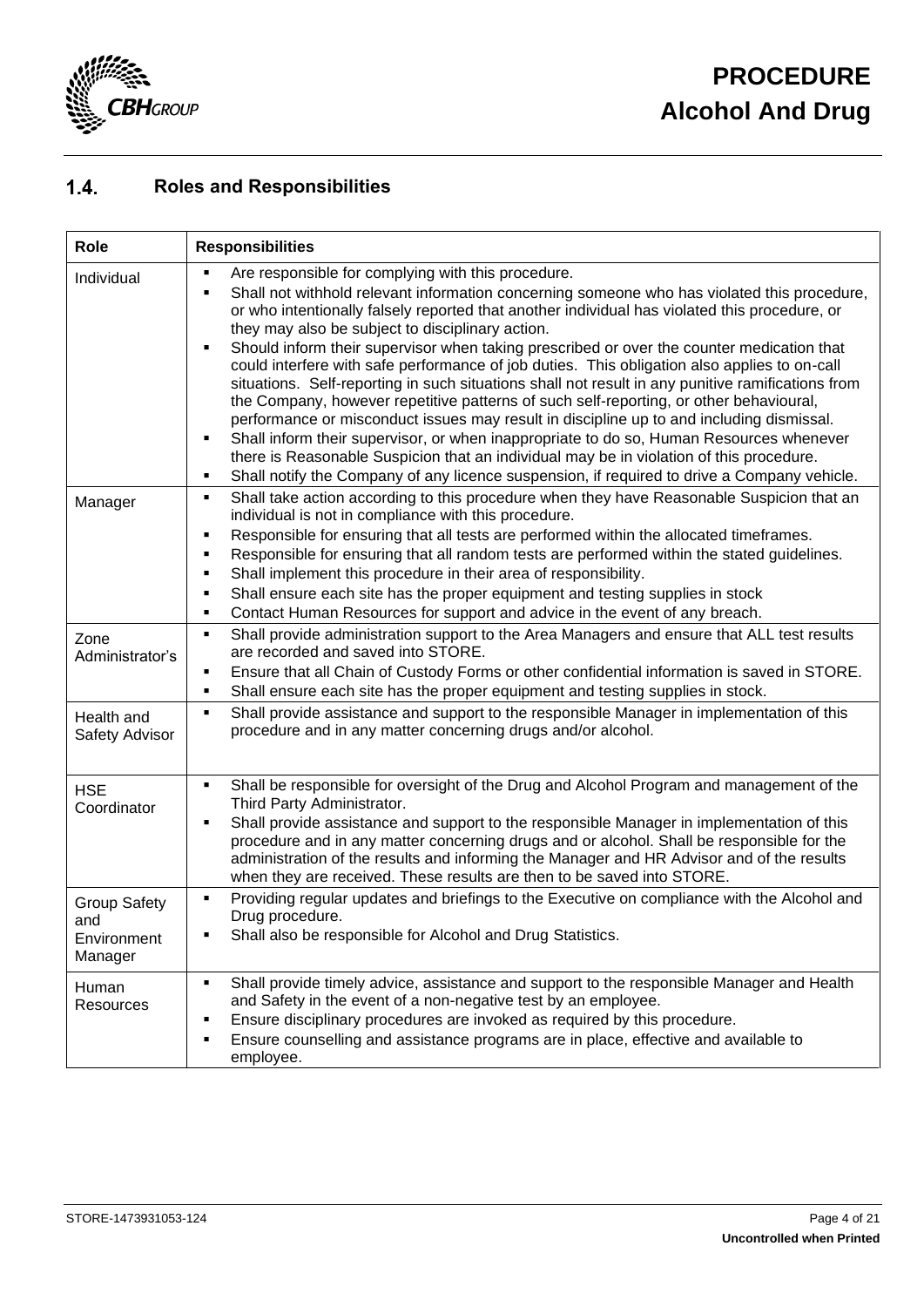## 1.4. Roles and Responsibilities

| Role | Responsibilities |
|---|---|
| Individual | ▪ Are responsible for complying with this procedure.<br>▪ Shall not withhold relevant information concerning someone who has violated this procedure, or who intentionally falsely reported that another individual has violated this procedure, or they may also be subject to disciplinary action.<br>▪ Should inform their supervisor when taking prescribed or over the counter medication that could interfere with safe performance of job duties. This obligation also applies to on-call situations. Self-reporting in such situations shall not result in any punitive ramifications from the Company, however repetitive patterns of such self-reporting, or other behavioural, performance or misconduct issues may result in discipline up to and including dismissal.<br>▪ Shall inform their supervisor, or when inappropriate to do so, Human Resources whenever there is Reasonable Suspicion that an individual may be in violation of this procedure.<br>▪ Shall notify the Company of any licence suspension, if required to drive a Company vehicle. |
| Manager | ▪ Shall take action according to this procedure when they have Reasonable Suspicion that an individual is not in compliance with this procedure.<br>▪ Responsible for ensuring that all tests are performed within the allocated timeframes.<br>▪ Responsible for ensuring that all random tests are performed within the stated guidelines.<br>▪ Shall implement this procedure in their area of responsibility.<br>▪ Shall ensure each site has the proper equipment and testing supplies in stock<br>▪ Contact Human Resources for support and advice in the event of any breach. |
| Zone Administrator's | ▪ Shall provide administration support to the Area Managers and ensure that ALL test results are recorded and saved into STORE.<br>▪ Ensure that all Chain of Custody Forms or other confidential information is saved in STORE.<br>▪ Shall ensure each site has the proper equipment and testing supplies in stock. |
| Health and Safety Advisor | ▪ Shall provide assistance and support to the responsible Manager in implementation of this procedure and in any matter concerning drugs and/or alcohol. |
| HSE Coordinator | ▪ Shall be responsible for oversight of the Drug and Alcohol Program and management of the Third Party Administrator.<br>▪ Shall provide assistance and support to the responsible Manager in implementation of this procedure and in any matter concerning drugs and or alcohol. Shall be responsible for the administration of the results and informing the Manager and HR Advisor and of the results when they are received. These results are then to be saved into STORE. |
| Group Safety and Environment Manager | ▪ Providing regular updates and briefings to the Executive on compliance with the Alcohol and Drug procedure.<br>▪ Shall also be responsible for Alcohol and Drug Statistics. |
| Human Resources | ▪ Shall provide timely advice, assistance and support to the responsible Manager and Health and Safety in the event of a non-negative test by an employee.<br>▪ Ensure disciplinary procedures are invoked as required by this procedure.<br>▪ Ensure counselling and assistance programs are in place, effective and available to employee. |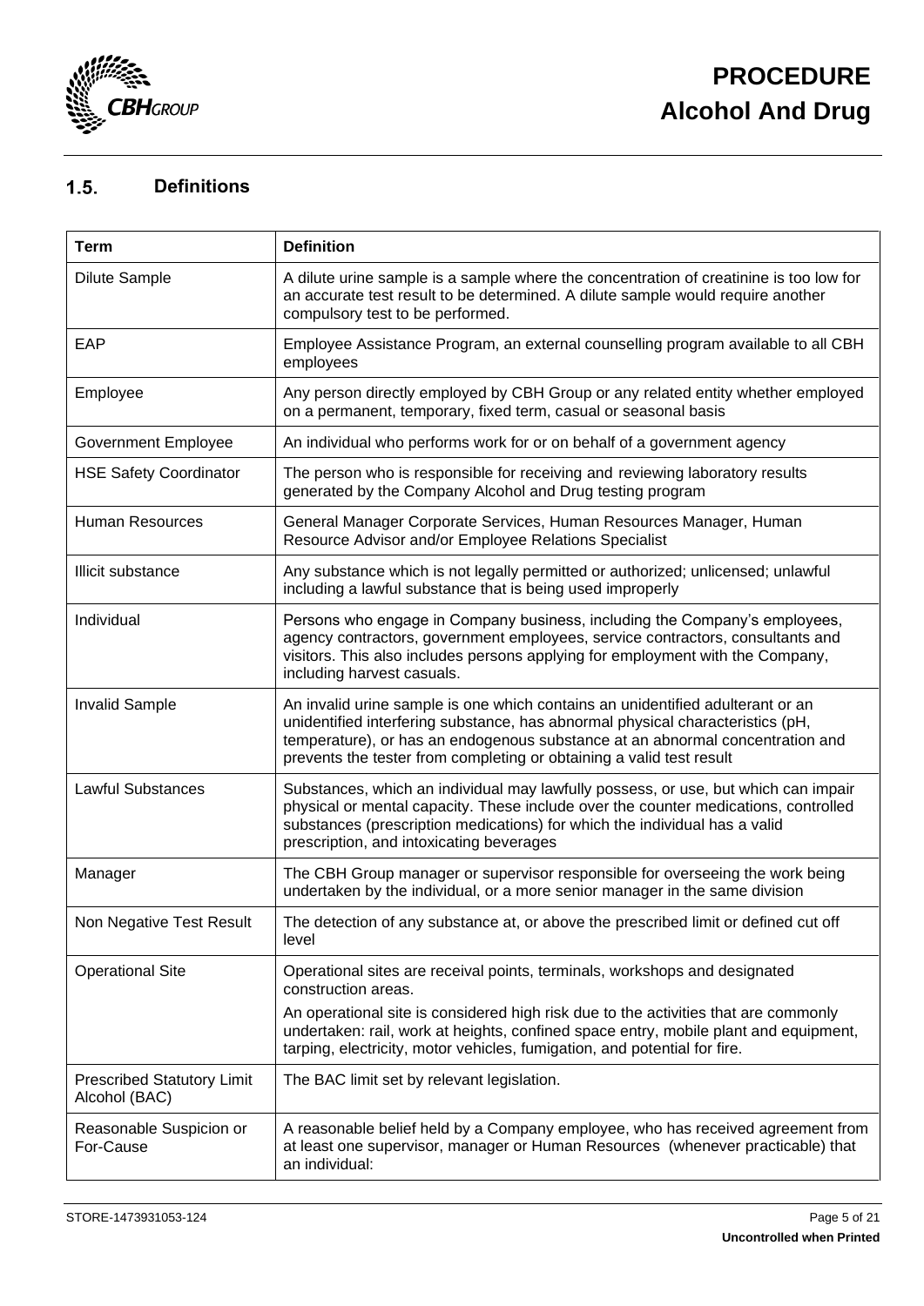## 1.5. Definitions

| Term | Definition |
|---|---|
| Dilute Sample | A dilute urine sample is a sample where the concentration of creatinine is too low for an accurate test result to be determined. A dilute sample would require another compulsory test to be performed. |
| EAP | Employee Assistance Program, an external counselling program available to all CBH employees |
| Employee | Any person directly employed by CBH Group or any related entity whether employed on a permanent, temporary, fixed term, casual or seasonal basis |
| Government Employee | An individual who performs work for or on behalf of a government agency |
| HSE Safety Coordinator | The person who is responsible for receiving and reviewing laboratory results generated by the Company Alcohol and Drug testing program |
| Human Resources | General Manager Corporate Services, Human Resources Manager, Human Resource Advisor and/or Employee Relations Specialist |
| Illicit substance | Any substance which is not legally permitted or authorized; unlicensed; unlawful including a lawful substance that is being used improperly |
| Individual | Persons who engage in Company business, including the Company's employees, agency contractors, government employees, service contractors, consultants and visitors. This also includes persons applying for employment with the Company, including harvest casuals. |
| Invalid Sample | An invalid urine sample is one which contains an unidentified adulterant or an unidentified interfering substance, has abnormal physical characteristics (pH, temperature), or has an endogenous substance at an abnormal concentration and prevents the tester from completing or obtaining a valid test result |
| Lawful Substances | Substances, which an individual may lawfully possess, or use, but which can impair physical or mental capacity. These include over the counter medications, controlled substances (prescription medications) for which the individual has a valid prescription, and intoxicating beverages |
| Manager | The CBH Group manager or supervisor responsible for overseeing the work being undertaken by the individual, or a more senior manager in the same division |
| Non Negative Test Result | The detection of any substance at, or above the prescribed limit or defined cut off level |
| Operational Site | Operational sites are receival points, terminals, workshops and designated construction areas.<br><br>An operational site is considered high risk due to the activities that are commonly undertaken: rail, work at heights, confined space entry, mobile plant and equipment, tarping, electricity, motor vehicles, fumigation, and potential for fire. |
| Prescribed Statutory Limit Alcohol (BAC) | The BAC limit set by relevant legislation. |
| Reasonable Suspicion or For-Cause | A reasonable belief held by a Company employee, who has received agreement from at least one supervisor, manager or Human Resources (whenever practicable) that an individual: |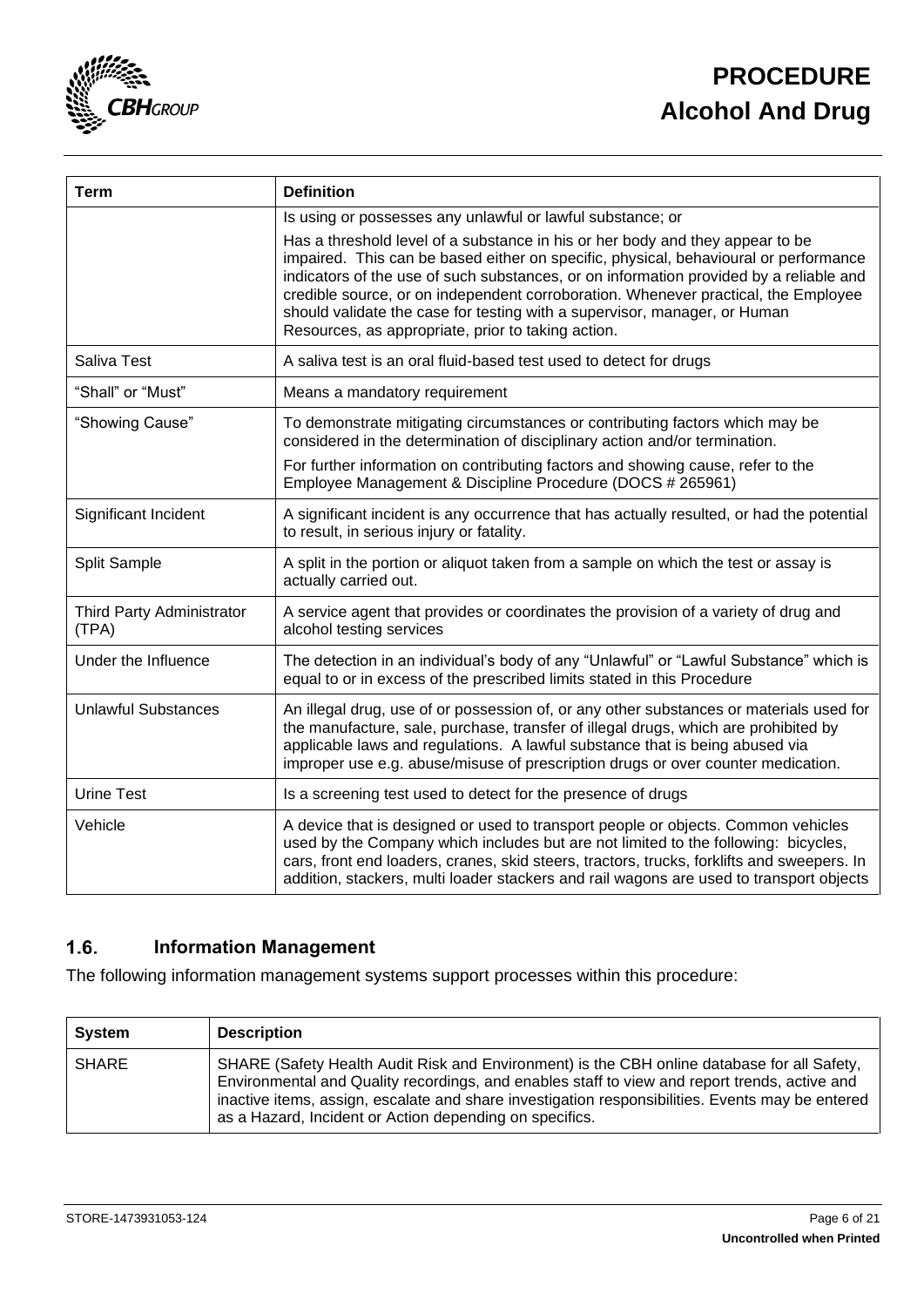| Term | Definition |
| --- | --- |
| | Is using or possesses any unlawful or lawful substance; or<br><br>Has a threshold level of a substance in his or her body and they appear to be impaired. This can be based either on specific, physical, behavioural or performance indicators of the use of such substances, or on information provided by a reliable and credible source, or on independent corroboration. Whenever practical, the Employee should validate the case for testing with a supervisor, manager, or Human Resources, as appropriate, prior to taking action. |
| Saliva Test | A saliva test is an oral fluid-based test used to detect for drugs |
| “Shall” or “Must” | Means a mandatory requirement |
| “Showing Cause” | To demonstrate mitigating circumstances or contributing factors which may be considered in the determination of disciplinary action and/or termination.<br><br>For further information on contributing factors and showing cause, refer to the Employee Management & Discipline Procedure (DOCS # 265961) |
| Significant Incident | A significant incident is any occurrence that has actually resulted, or had the potential to result, in serious injury or fatality. |
| Split Sample | A split in the portion or aliquot taken from a sample on which the test or assay is actually carried out. |
| Third Party Administrator (TPA) | A service agent that provides or coordinates the provision of a variety of drug and alcohol testing services |
| Under the Influence | The detection in an individual’s body of any “Unlawful” or “Lawful Substance” which is equal to or in excess of the prescribed limits stated in this Procedure |
| Unlawful Substances | An illegal drug, use of or possession of, or any other substances or materials used for the manufacture, sale, purchase, transfer of illegal drugs, which are prohibited by applicable laws and regulations. A lawful substance that is being abused via improper use e.g. abuse/misuse of prescription drugs or over counter medication. |
| Urine Test | Is a screening test used to detect for the presence of drugs |
| Vehicle | A device that is designed or used to transport people or objects. Common vehicles used by the Company which includes but are not limited to the following: bicycles, cars, front end loaders, cranes, skid steers, tractors, trucks, forklifts and sweepers. In addition, stackers, multi loader stackers and rail wagons are used to transport objects |

## 1.6. Information Management

The following information management systems support processes within this procedure:

| System | Description |
| --- | --- |
| SHARE | SHARE (Safety Health Audit Risk and Environment) is the CBH online database for all Safety, Environmental and Quality recordings, and enables staff to view and report trends, active and inactive items, assign, escalate and share investigation responsibilities. Events may be entered as a Hazard, Incident or Action depending on specifics. |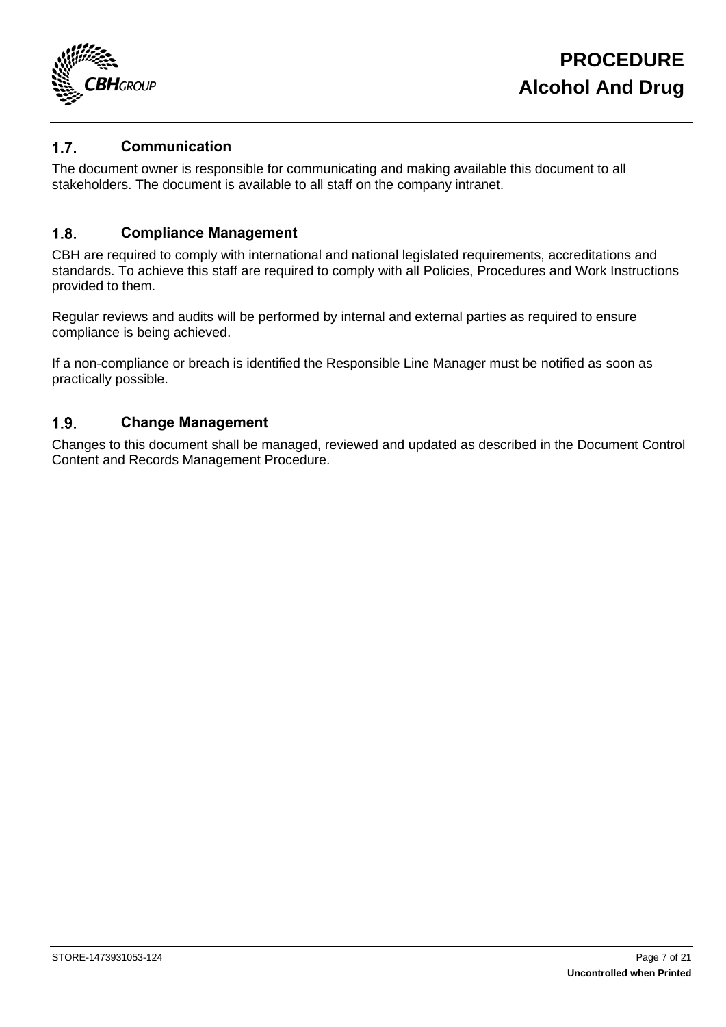## 1.7. Communication

The document owner is responsible for communicating and making available this document to all stakeholders. The document is available to all staff on the company intranet.

## 1.8. Compliance Management

CBH are required to comply with international and national legislated requirements, accreditations and standards. To achieve this staff are required to comply with all Policies, Procedures and Work Instructions provided to them.

Regular reviews and audits will be performed by internal and external parties as required to ensure compliance is being achieved.

If a non-compliance or breach is identified the Responsible Line Manager must be notified as soon as practically possible.

## 1.9. Change Management

Changes to this document shall be managed, reviewed and updated as described in the Document Control Content and Records Management Procedure.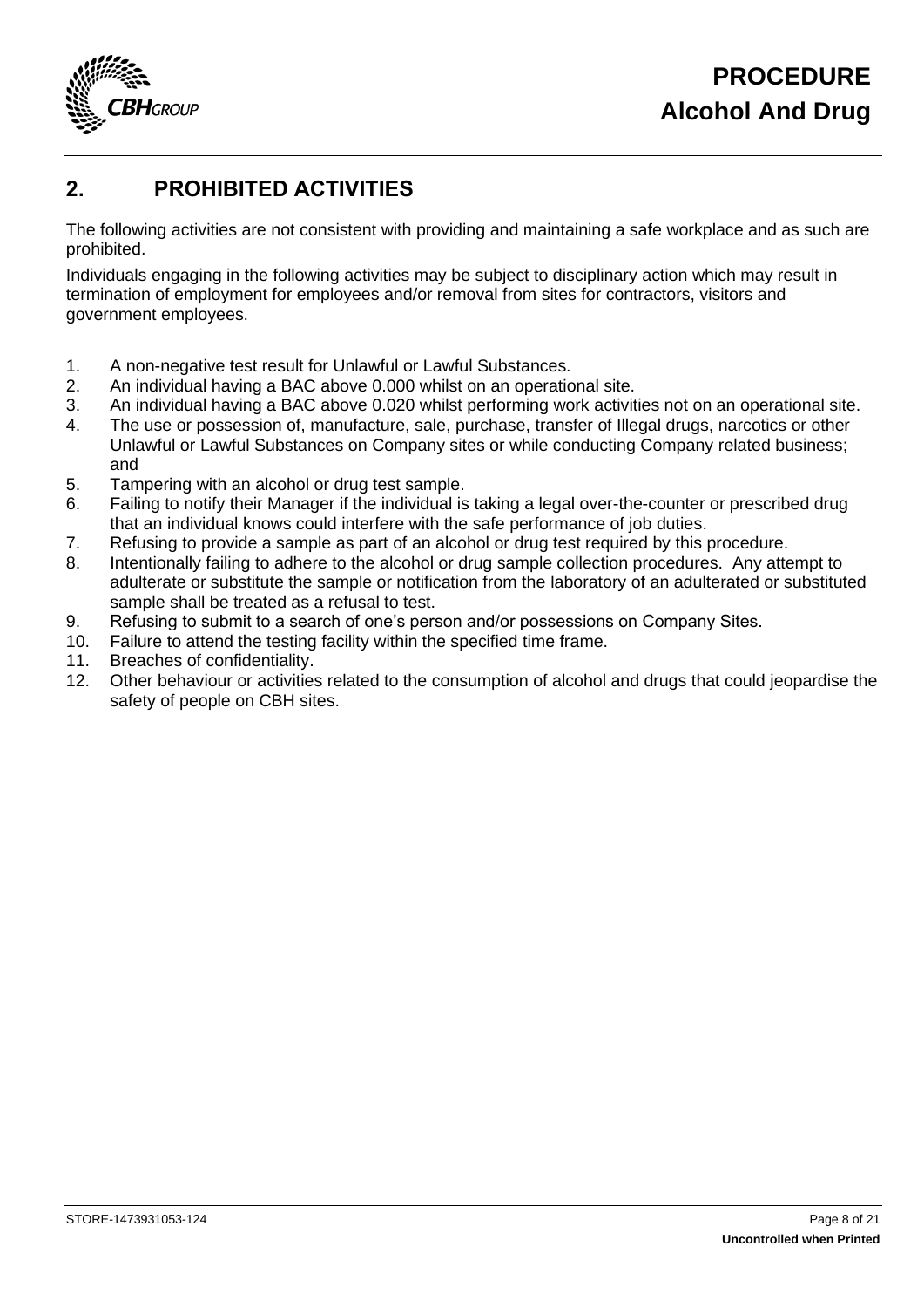## 2. PROHIBITED ACTIVITIES

The following activities are not consistent with providing and maintaining a safe workplace and as such are prohibited.

Individuals engaging in the following activities may be subject to disciplinary action which may result in termination of employment for employees and/or removal from sites for contractors, visitors and government employees.

1. A non-negative test result for Unlawful or Lawful Substances.
2. An individual having a BAC above 0.000 whilst on an operational site.
3. An individual having a BAC above 0.020 whilst performing work activities not on an operational site.
4. The use or possession of, manufacture, sale, purchase, transfer of Illegal drugs, narcotics or other Unlawful or Lawful Substances on Company sites or while conducting Company related business; and
5. Tampering with an alcohol or drug test sample.
6. Failing to notify their Manager if the individual is taking a legal over-the-counter or prescribed drug that an individual knows could interfere with the safe performance of job duties.
7. Refusing to provide a sample as part of an alcohol or drug test required by this procedure.
8. Intentionally failing to adhere to the alcohol or drug sample collection procedures. Any attempt to adulterate or substitute the sample or notification from the laboratory of an adulterated or substituted sample shall be treated as a refusal to test.
9. Refusing to submit to a search of one's person and/or possessions on Company Sites.
10. Failure to attend the testing facility within the specified time frame.
11. Breaches of confidentiality.
12. Other behaviour or activities related to the consumption of alcohol and drugs that could jeopardise the safety of people on CBH sites.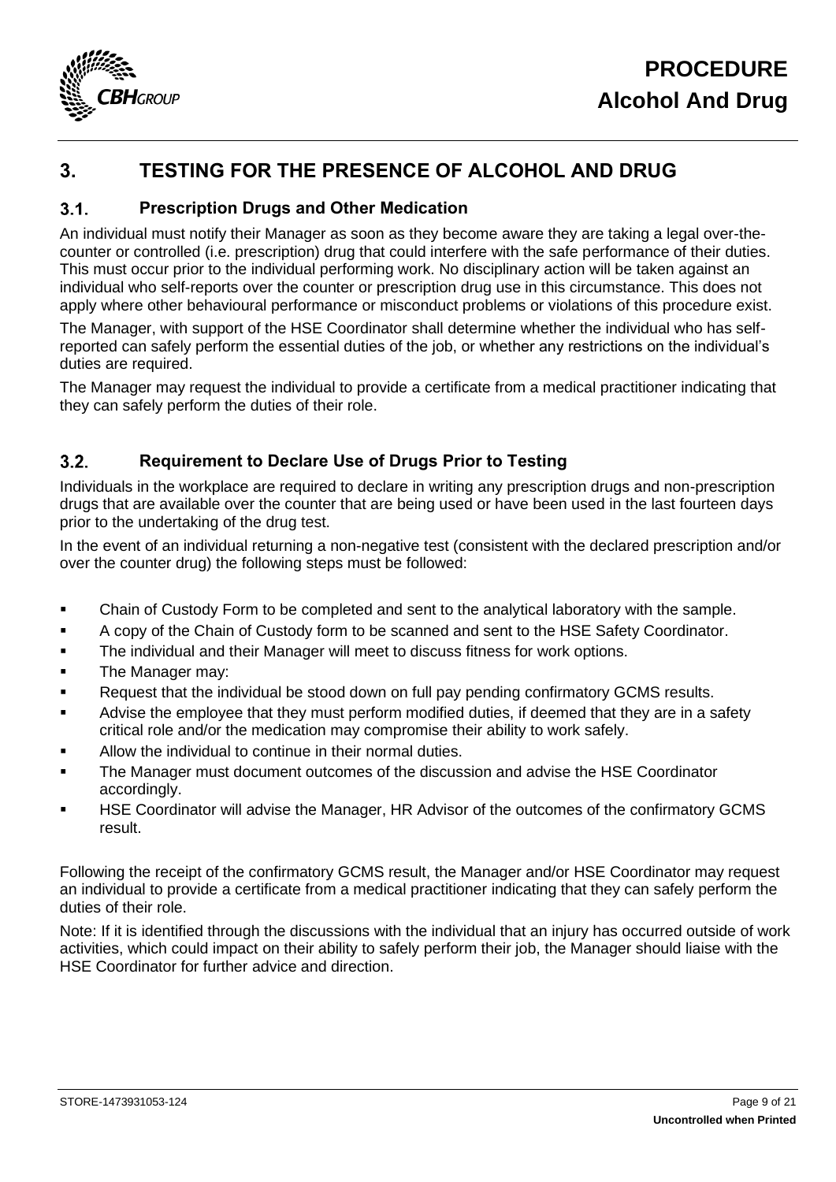## 3. TESTING FOR THE PRESENCE OF ALCOHOL AND DRUG

### 3.1. Prescription Drugs and Other Medication

An individual must notify their Manager as soon as they become aware they are taking a legal over-the-counter or controlled (i.e. prescription) drug that could interfere with the safe performance of their duties. This must occur prior to the individual performing work. No disciplinary action will be taken against an individual who self-reports over the counter or prescription drug use in this circumstance. This does not apply where other behavioural performance or misconduct problems or violations of this procedure exist.

The Manager, with support of the HSE Coordinator shall determine whether the individual who has self-reported can safely perform the essential duties of the job, or whether any restrictions on the individual's duties are required.

The Manager may request the individual to provide a certificate from a medical practitioner indicating that they can safely perform the duties of their role.

### 3.2. Requirement to Declare Use of Drugs Prior to Testing

Individuals in the workplace are required to declare in writing any prescription drugs and non-prescription drugs that are available over the counter that are being used or have been used in the last fourteen days prior to the undertaking of the drug test.

In the event of an individual returning a non-negative test (consistent with the declared prescription and/or over the counter drug) the following steps must be followed:

- Chain of Custody Form to be completed and sent to the analytical laboratory with the sample.
- A copy of the Chain of Custody form to be scanned and sent to the HSE Safety Coordinator.
- The individual and their Manager will meet to discuss fitness for work options.
- The Manager may:
- Request that the individual be stood down on full pay pending confirmatory GCMS results.
- Advise the employee that they must perform modified duties, if deemed that they are in a safety critical role and/or the medication may compromise their ability to work safely.
- Allow the individual to continue in their normal duties.
- The Manager must document outcomes of the discussion and advise the HSE Coordinator accordingly.
- HSE Coordinator will advise the Manager, HR Advisor of the outcomes of the confirmatory GCMS result.

Following the receipt of the confirmatory GCMS result, the Manager and/or HSE Coordinator may request an individual to provide a certificate from a medical practitioner indicating that they can safely perform the duties of their role.

Note: If it is identified through the discussions with the individual that an injury has occurred outside of work activities, which could impact on their ability to safely perform their job, the Manager should liaise with the HSE Coordinator for further advice and direction.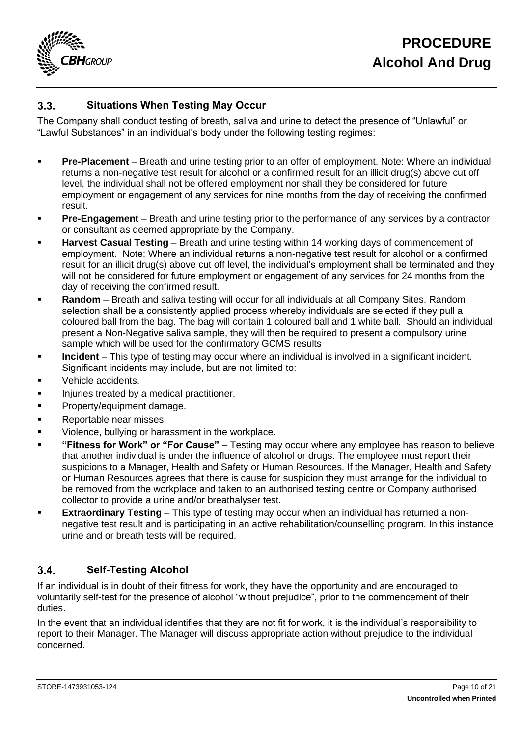## 3.3. Situations When Testing May Occur

The Company shall conduct testing of breath, saliva and urine to detect the presence of "Unlawful" or "Lawful Substances" in an individual's body under the following testing regimes:

- **Pre-Placement** – Breath and urine testing prior to an offer of employment. Note: Where an individual returns a non-negative test result for alcohol or a confirmed result for an illicit drug(s) above cut off level, the individual shall not be offered employment nor shall they be considered for future employment or engagement of any services for nine months from the day of receiving the confirmed result.
- **Pre-Engagement** – Breath and urine testing prior to the performance of any services by a contractor or consultant as deemed appropriate by the Company.
- **Harvest Casual Testing** – Breath and urine testing within 14 working days of commencement of employment. Note: Where an individual returns a non-negative test result for alcohol or a confirmed result for an illicit drug(s) above cut off level, the individual's employment shall be terminated and they will not be considered for future employment or engagement of any services for 24 months from the day of receiving the confirmed result.
- **Random** – Breath and saliva testing will occur for all individuals at all Company Sites. Random selection shall be a consistently applied process whereby individuals are selected if they pull a coloured ball from the bag. The bag will contain 1 coloured ball and 1 white ball. Should an individual present a Non-Negative saliva sample, they will then be required to present a compulsory urine sample which will be used for the confirmatory GCMS results
- **Incident** – This type of testing may occur where an individual is involved in a significant incident. Significant incidents may include, but are not limited to:
- Vehicle accidents.
- Injuries treated by a medical practitioner.
- Property/equipment damage.
- Reportable near misses.
- Violence, bullying or harassment in the workplace.
- **"Fitness for Work" or "For Cause"** – Testing may occur where any employee has reason to believe that another individual is under the influence of alcohol or drugs. The employee must report their suspicions to a Manager, Health and Safety or Human Resources. If the Manager, Health and Safety or Human Resources agrees that there is cause for suspicion they must arrange for the individual to be removed from the workplace and taken to an authorised testing centre or Company authorised collector to provide a urine and/or breathalyser test.
- **Extraordinary Testing** – This type of testing may occur when an individual has returned a non-negative test result and is participating in an active rehabilitation/counselling program. In this instance urine and or breath tests will be required.

## 3.4. Self-Testing Alcohol

If an individual is in doubt of their fitness for work, they have the opportunity and are encouraged to voluntarily self-test for the presence of alcohol "without prejudice", prior to the commencement of their duties.

In the event that an individual identifies that they are not fit for work, it is the individual's responsibility to report to their Manager. The Manager will discuss appropriate action without prejudice to the individual concerned.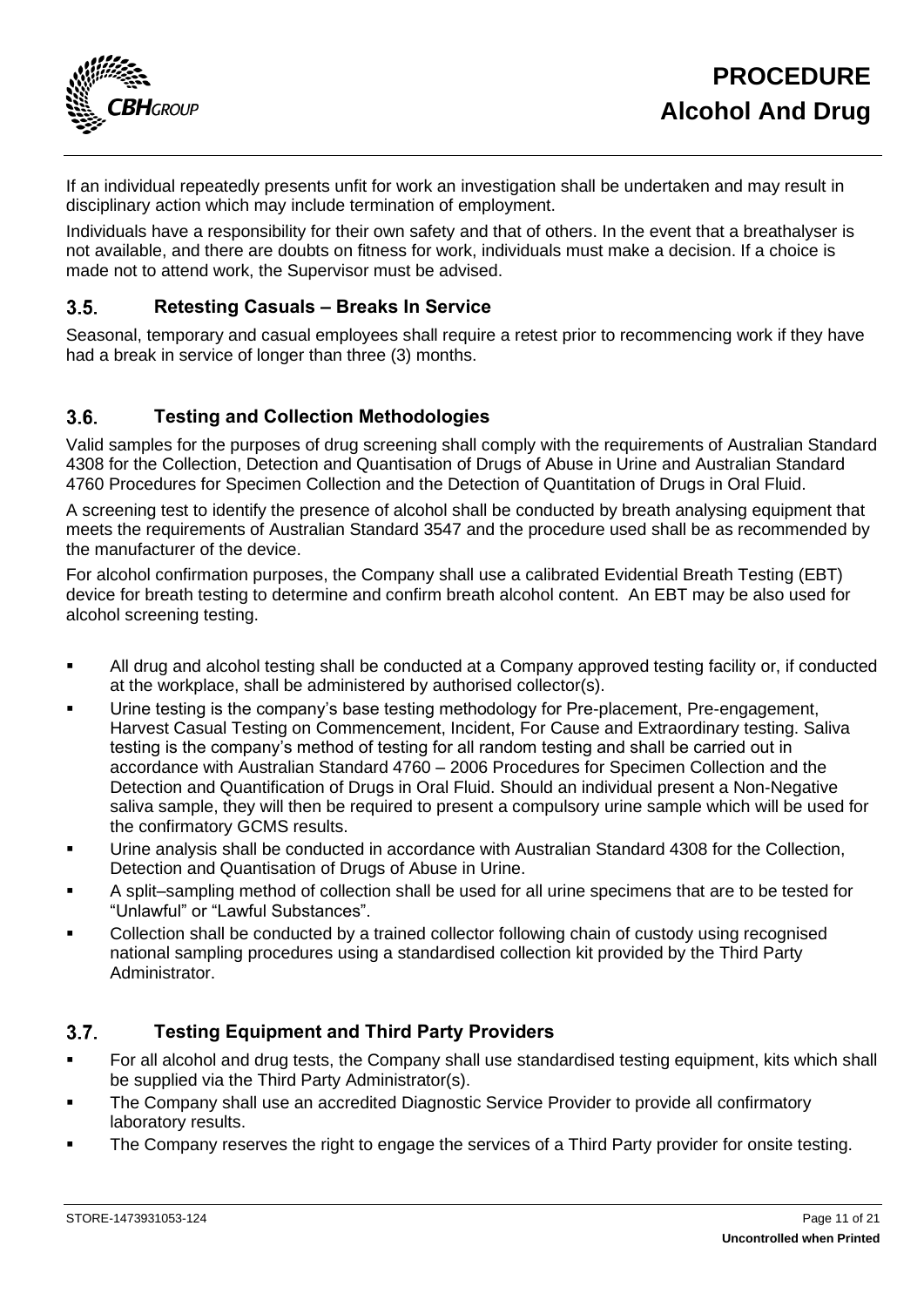If an individual repeatedly presents unfit for work an investigation shall be undertaken and may result in disciplinary action which may include termination of employment.

Individuals have a responsibility for their own safety and that of others. In the event that a breathalyser is not available, and there are doubts on fitness for work, individuals must make a decision. If a choice is made not to attend work, the Supervisor must be advised.

### 3.5. Retesting Casuals – Breaks In Service

Seasonal, temporary and casual employees shall require a retest prior to recommencing work if they have had a break in service of longer than three (3) months.

### 3.6. Testing and Collection Methodologies

Valid samples for the purposes of drug screening shall comply with the requirements of Australian Standard 4308 for the Collection, Detection and Quantisation of Drugs of Abuse in Urine and Australian Standard 4760 Procedures for Specimen Collection and the Detection of Quantitation of Drugs in Oral Fluid.

A screening test to identify the presence of alcohol shall be conducted by breath analysing equipment that meets the requirements of Australian Standard 3547 and the procedure used shall be as recommended by the manufacturer of the device.

For alcohol confirmation purposes, the Company shall use a calibrated Evidential Breath Testing (EBT) device for breath testing to determine and confirm breath alcohol content. An EBT may be also used for alcohol screening testing.

- All drug and alcohol testing shall be conducted at a Company approved testing facility or, if conducted at the workplace, shall be administered by authorised collector(s).
- Urine testing is the company's base testing methodology for Pre-placement, Pre-engagement, Harvest Casual Testing on Commencement, Incident, For Cause and Extraordinary testing. Saliva testing is the company's method of testing for all random testing and shall be carried out in accordance with Australian Standard 4760 – 2006 Procedures for Specimen Collection and the Detection and Quantification of Drugs in Oral Fluid. Should an individual present a Non-Negative saliva sample, they will then be required to present a compulsory urine sample which will be used for the confirmatory GCMS results.
- Urine analysis shall be conducted in accordance with Australian Standard 4308 for the Collection, Detection and Quantisation of Drugs of Abuse in Urine.
- A split–sampling method of collection shall be used for all urine specimens that are to be tested for "Unlawful" or "Lawful Substances".
- Collection shall be conducted by a trained collector following chain of custody using recognised national sampling procedures using a standardised collection kit provided by the Third Party Administrator.

### 3.7. Testing Equipment and Third Party Providers

- For all alcohol and drug tests, the Company shall use standardised testing equipment, kits which shall be supplied via the Third Party Administrator(s).
- The Company shall use an accredited Diagnostic Service Provider to provide all confirmatory laboratory results.
- The Company reserves the right to engage the services of a Third Party provider for onsite testing.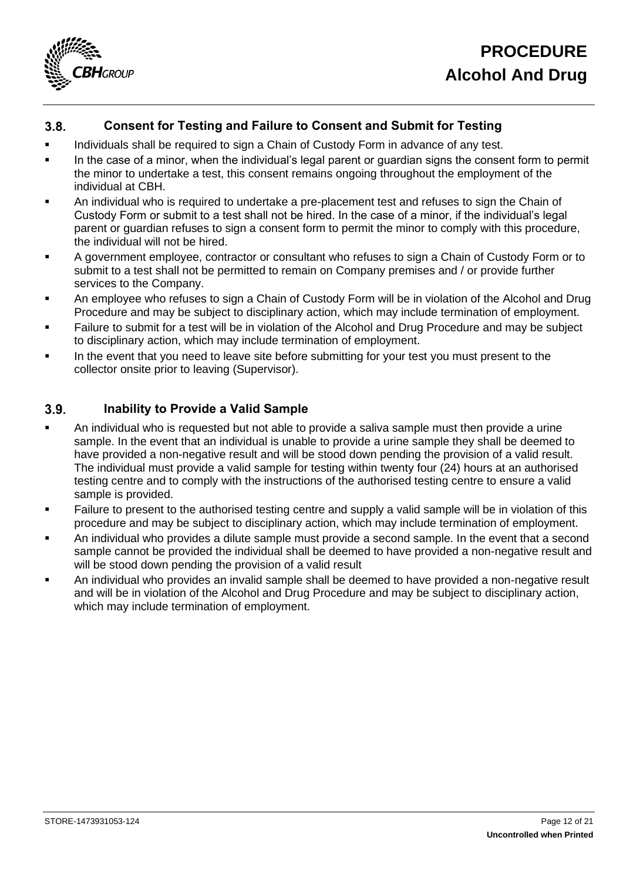### 3.8. Consent for Testing and Failure to Consent and Submit for Testing

- Individuals shall be required to sign a Chain of Custody Form in advance of any test.
- In the case of a minor, when the individual's legal parent or guardian signs the consent form to permit the minor to undertake a test, this consent remains ongoing throughout the employment of the individual at CBH.
- An individual who is required to undertake a pre-placement test and refuses to sign the Chain of Custody Form or submit to a test shall not be hired. In the case of a minor, if the individual's legal parent or guardian refuses to sign a consent form to permit the minor to comply with this procedure, the individual will not be hired.
- A government employee, contractor or consultant who refuses to sign a Chain of Custody Form or to submit to a test shall not be permitted to remain on Company premises and / or provide further services to the Company.
- An employee who refuses to sign a Chain of Custody Form will be in violation of the Alcohol and Drug Procedure and may be subject to disciplinary action, which may include termination of employment.
- Failure to submit for a test will be in violation of the Alcohol and Drug Procedure and may be subject to disciplinary action, which may include termination of employment.
- In the event that you need to leave site before submitting for your test you must present to the collector onsite prior to leaving (Supervisor).

### 3.9. Inability to Provide a Valid Sample

- An individual who is requested but not able to provide a saliva sample must then provide a urine sample. In the event that an individual is unable to provide a urine sample they shall be deemed to have provided a non-negative result and will be stood down pending the provision of a valid result. The individual must provide a valid sample for testing within twenty four (24) hours at an authorised testing centre and to comply with the instructions of the authorised testing centre to ensure a valid sample is provided.
- Failure to present to the authorised testing centre and supply a valid sample will be in violation of this procedure and may be subject to disciplinary action, which may include termination of employment.
- An individual who provides a dilute sample must provide a second sample. In the event that a second sample cannot be provided the individual shall be deemed to have provided a non-negative result and will be stood down pending the provision of a valid result
- An individual who provides an invalid sample shall be deemed to have provided a non-negative result and will be in violation of the Alcohol and Drug Procedure and may be subject to disciplinary action, which may include termination of employment.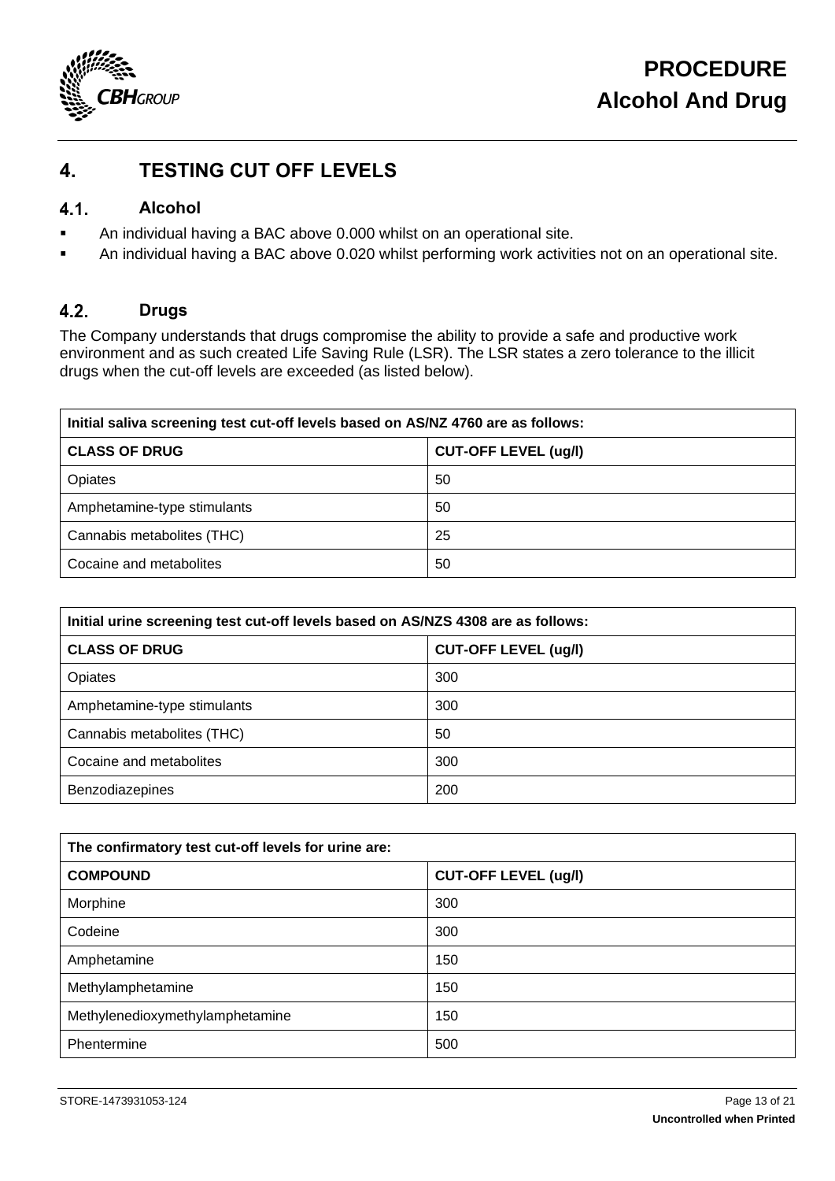# 4. TESTING CUT OFF LEVELS

## 4.1. Alcohol

- An individual having a BAC above 0.000 whilst on an operational site.
- An individual having a BAC above 0.020 whilst performing work activities not on an operational site.

## 4.2. Drugs

The Company understands that drugs compromise the ability to provide a safe and productive work environment and as such created Life Saving Rule (LSR). The LSR states a zero tolerance to the illicit drugs when the cut-off levels are exceeded (as listed below).

| **Initial saliva screening test cut-off levels based on AS/NZ 4760 are as follows:** | |
|---|---|
| **CLASS OF DRUG** | **CUT-OFF LEVEL (ug/l)** |
| Opiates | 50 |
| Amphetamine-type stimulants | 50 |
| Cannabis metabolites (THC) | 25 |
| Cocaine and metabolites | 50 |

| **Initial urine screening test cut-off levels based on AS/NZS 4308 are as follows:** | |
|---|---|
| **CLASS OF DRUG** | **CUT-OFF LEVEL (ug/l)** |
| Opiates | 300 |
| Amphetamine-type stimulants | 300 |
| Cannabis metabolites (THC) | 50 |
| Cocaine and metabolites | 300 |
| Benzodiazepines | 200 |

| **The confirmatory test cut-off levels for urine are:** | |
|---|---|
| **COMPOUND** | **CUT-OFF LEVEL (ug/l)** |
| Morphine | 300 |
| Codeine | 300 |
| Amphetamine | 150 |
| Methylamphetamine | 150 |
| Methylenedioxymethylamphetamine | 150 |
| Phentermine | 500 |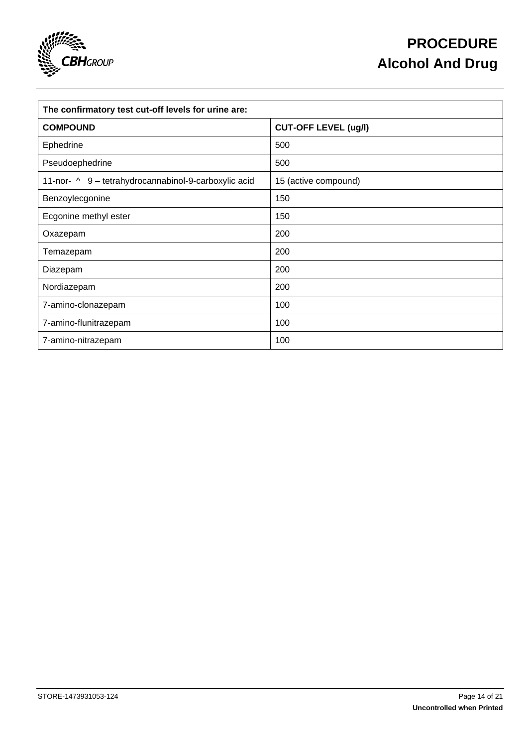| The confirmatory test cut-off levels for urine are: | |
|---|---|
| **COMPOUND** | **CUT-OFF LEVEL (ug/l)** |
| Ephedrine | 500 |
| Pseudoephedrine | 500 |
| 11-nor- ^ 9 – tetrahydrocannabinol-9-carboxylic acid | 15 (active compound) |
| Benzoylecgonine | 150 |
| Ecgonine methyl ester | 150 |
| Oxazepam | 200 |
| Temazepam | 200 |
| Diazepam | 200 |
| Nordiazepam | 200 |
| 7-amino-clonazepam | 100 |
| 7-amino-flunitrazepam | 100 |
| 7-amino-nitrazepam | 100 |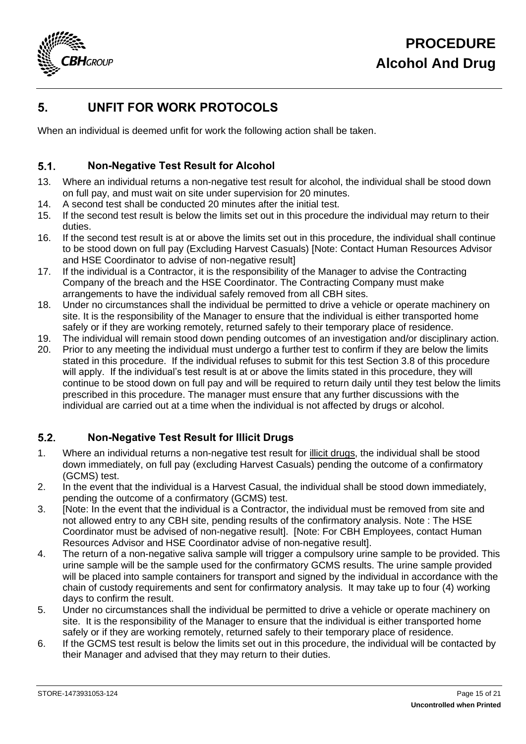## 5. UNFIT FOR WORK PROTOCOLS

When an individual is deemed unfit for work the following action shall be taken.

### 5.1. Non-Negative Test Result for Alcohol

13. Where an individual returns a non-negative test result for alcohol, the individual shall be stood down on full pay, and must wait on site under supervision for 20 minutes.
14. A second test shall be conducted 20 minutes after the initial test.
15. If the second test result is below the limits set out in this procedure the individual may return to their duties.
16. If the second test result is at or above the limits set out in this procedure, the individual shall continue to be stood down on full pay (Excluding Harvest Casuals) [Note: Contact Human Resources Advisor and HSE Coordinator to advise of non-negative result]
17. If the individual is a Contractor, it is the responsibility of the Manager to advise the Contracting Company of the breach and the HSE Coordinator. The Contracting Company must make arrangements to have the individual safely removed from all CBH sites.
18. Under no circumstances shall the individual be permitted to drive a vehicle or operate machinery on site. It is the responsibility of the Manager to ensure that the individual is either transported home safely or if they are working remotely, returned safely to their temporary place of residence.
19. The individual will remain stood down pending outcomes of an investigation and/or disciplinary action.
20. Prior to any meeting the individual must undergo a further test to confirm if they are below the limits stated in this procedure. If the individual refuses to submit for this test Section 3.8 of this procedure will apply. If the individual's test result is at or above the limits stated in this procedure, they will continue to be stood down on full pay and will be required to return daily until they test below the limits prescribed in this procedure. The manager must ensure that any further discussions with the individual are carried out at a time when the individual is not affected by drugs or alcohol.

### 5.2. Non-Negative Test Result for Illicit Drugs

1. Where an individual returns a non-negative test result for illicit drugs, the individual shall be stood down immediately, on full pay (excluding Harvest Casuals) pending the outcome of a confirmatory (GCMS) test.
2. In the event that the individual is a Harvest Casual, the individual shall be stood down immediately, pending the outcome of a confirmatory (GCMS) test.
3. [Note: In the event that the individual is a Contractor, the individual must be removed from site and not allowed entry to any CBH site, pending results of the confirmatory analysis. Note : The HSE Coordinator must be advised of non-negative result]. [Note: For CBH Employees, contact Human Resources Advisor and HSE Coordinator advise of non-negative result].
4. The return of a non-negative saliva sample will trigger a compulsory urine sample to be provided. This urine sample will be the sample used for the confirmatory GCMS results. The urine sample provided will be placed into sample containers for transport and signed by the individual in accordance with the chain of custody requirements and sent for confirmatory analysis. It may take up to four (4) working days to confirm the result.
5. Under no circumstances shall the individual be permitted to drive a vehicle or operate machinery on site. It is the responsibility of the Manager to ensure that the individual is either transported home safely or if they are working remotely, returned safely to their temporary place of residence.
6. If the GCMS test result is below the limits set out in this procedure, the individual will be contacted by their Manager and advised that they may return to their duties.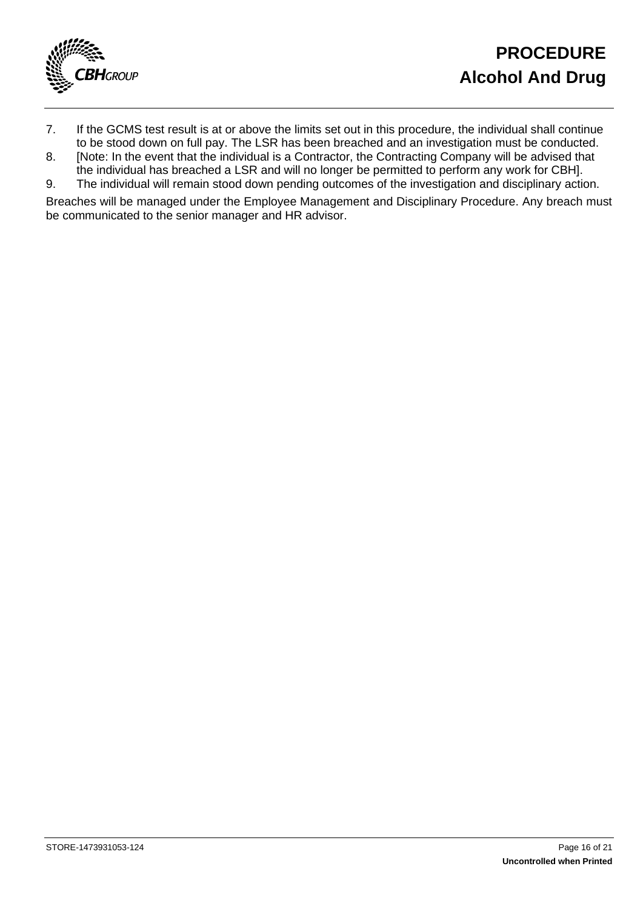7. If the GCMS test result is at or above the limits set out in this procedure, the individual shall continue to be stood down on full pay. The LSR has been breached and an investigation must be conducted.
8. [Note: In the event that the individual is a Contractor, the Contracting Company will be advised that the individual has breached a LSR and will no longer be permitted to perform any work for CBH].
9. The individual will remain stood down pending outcomes of the investigation and disciplinary action.

Breaches will be managed under the Employee Management and Disciplinary Procedure. Any breach must be communicated to the senior manager and HR advisor.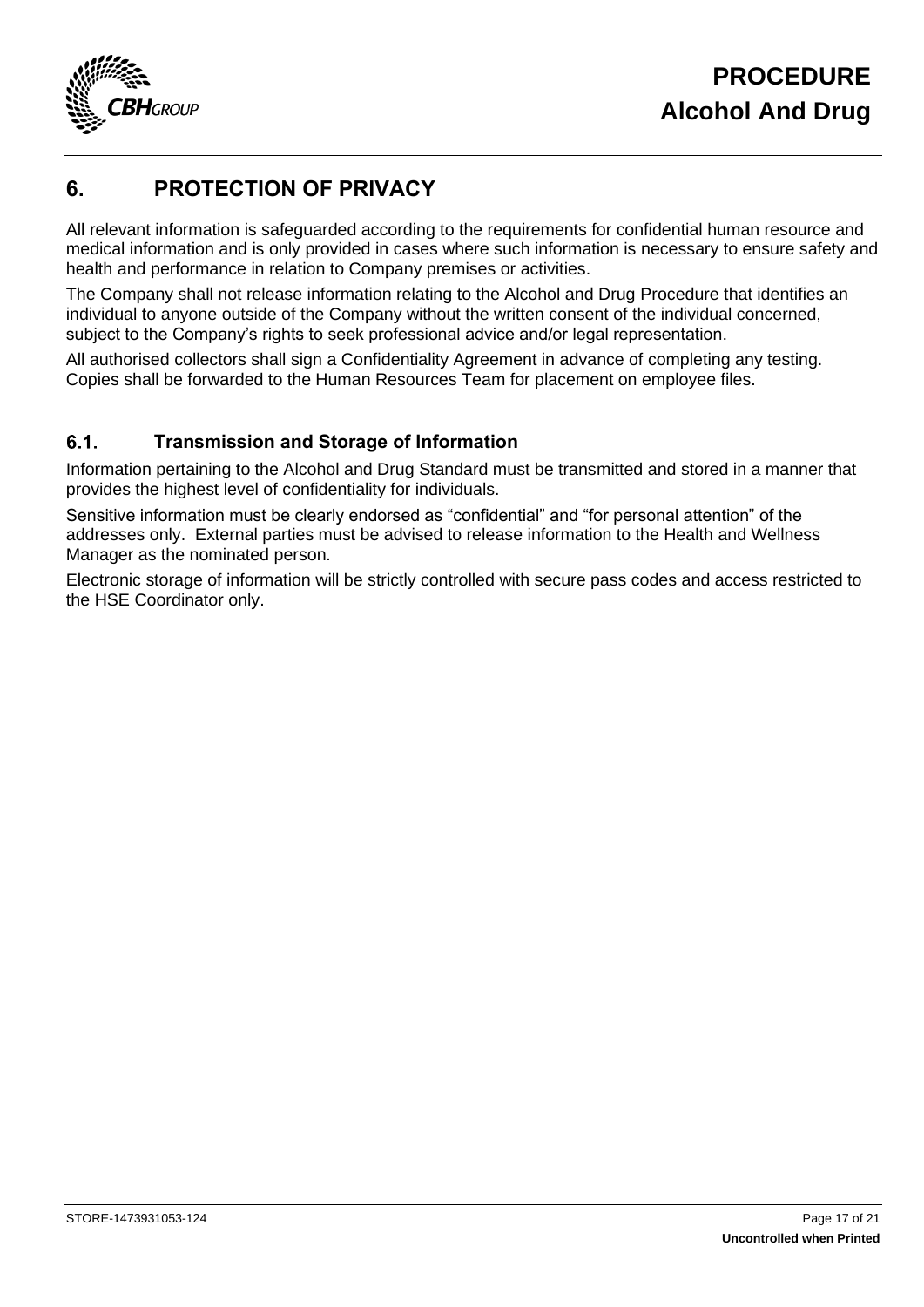# 6. PROTECTION OF PRIVACY

All relevant information is safeguarded according to the requirements for confidential human resource and medical information and is only provided in cases where such information is necessary to ensure safety and health and performance in relation to Company premises or activities.

The Company shall not release information relating to the Alcohol and Drug Procedure that identifies an individual to anyone outside of the Company without the written consent of the individual concerned, subject to the Company's rights to seek professional advice and/or legal representation.

All authorised collectors shall sign a Confidentiality Agreement in advance of completing any testing. Copies shall be forwarded to the Human Resources Team for placement on employee files.

## 6.1. Transmission and Storage of Information

Information pertaining to the Alcohol and Drug Standard must be transmitted and stored in a manner that provides the highest level of confidentiality for individuals.

Sensitive information must be clearly endorsed as "confidential" and "for personal attention" of the addresses only. External parties must be advised to release information to the Health and Wellness Manager as the nominated person.

Electronic storage of information will be strictly controlled with secure pass codes and access restricted to the HSE Coordinator only.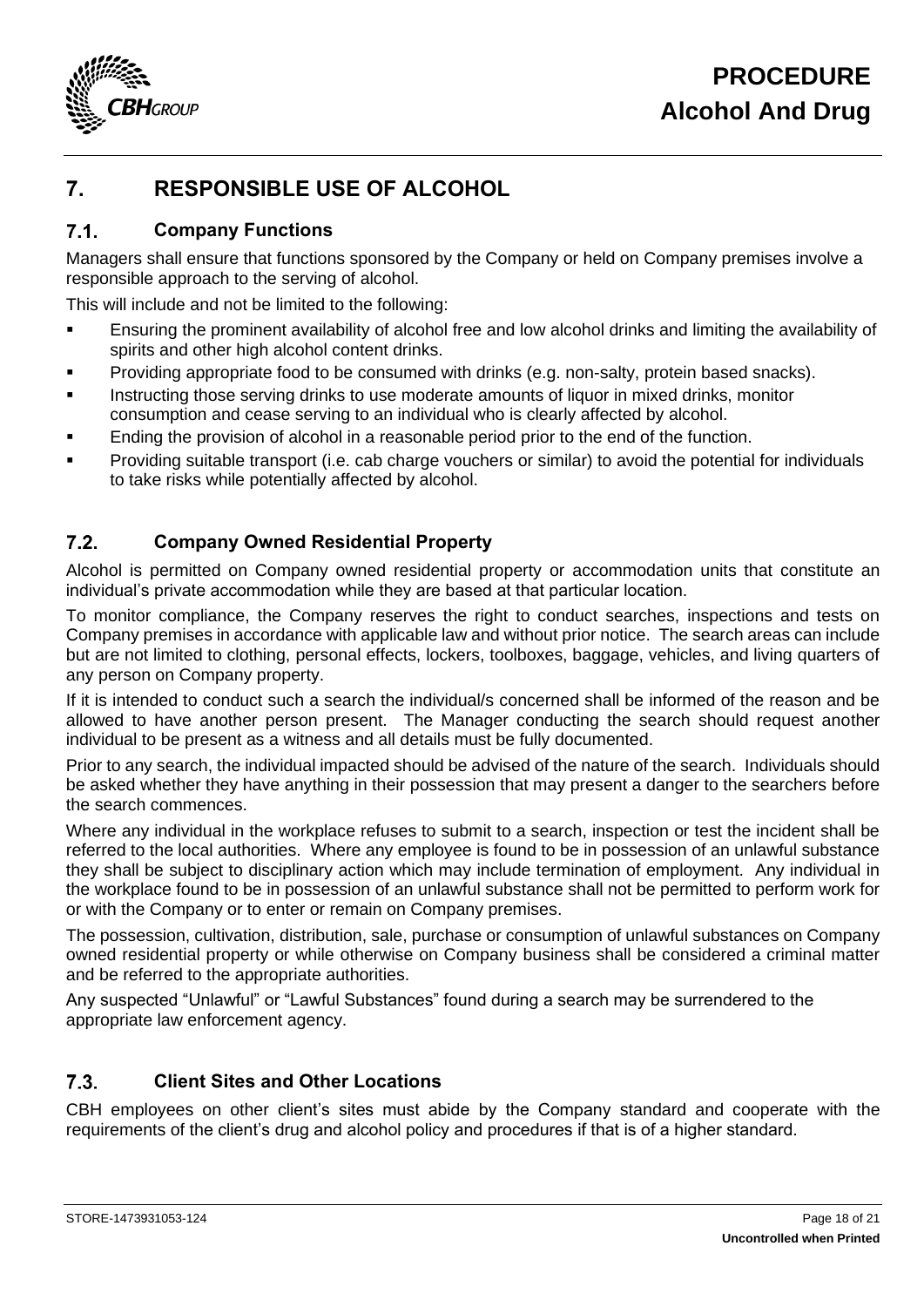## 7. RESPONSIBLE USE OF ALCOHOL

### 7.1. Company Functions

Managers shall ensure that functions sponsored by the Company or held on Company premises involve a responsible approach to the serving of alcohol.

This will include and not be limited to the following:

- Ensuring the prominent availability of alcohol free and low alcohol drinks and limiting the availability of spirits and other high alcohol content drinks.
- Providing appropriate food to be consumed with drinks (e.g. non-salty, protein based snacks).
- Instructing those serving drinks to use moderate amounts of liquor in mixed drinks, monitor consumption and cease serving to an individual who is clearly affected by alcohol.
- Ending the provision of alcohol in a reasonable period prior to the end of the function.
- Providing suitable transport (i.e. cab charge vouchers or similar) to avoid the potential for individuals to take risks while potentially affected by alcohol.

### 7.2. Company Owned Residential Property

Alcohol is permitted on Company owned residential property or accommodation units that constitute an individual's private accommodation while they are based at that particular location.

To monitor compliance, the Company reserves the right to conduct searches, inspections and tests on Company premises in accordance with applicable law and without prior notice. The search areas can include but are not limited to clothing, personal effects, lockers, toolboxes, baggage, vehicles, and living quarters of any person on Company property.

If it is intended to conduct such a search the individual/s concerned shall be informed of the reason and be allowed to have another person present. The Manager conducting the search should request another individual to be present as a witness and all details must be fully documented.

Prior to any search, the individual impacted should be advised of the nature of the search. Individuals should be asked whether they have anything in their possession that may present a danger to the searchers before the search commences.

Where any individual in the workplace refuses to submit to a search, inspection or test the incident shall be referred to the local authorities. Where any employee is found to be in possession of an unlawful substance they shall be subject to disciplinary action which may include termination of employment. Any individual in the workplace found to be in possession of an unlawful substance shall not be permitted to perform work for or with the Company or to enter or remain on Company premises.

The possession, cultivation, distribution, sale, purchase or consumption of unlawful substances on Company owned residential property or while otherwise on Company business shall be considered a criminal matter and be referred to the appropriate authorities.

Any suspected "Unlawful" or "Lawful Substances" found during a search may be surrendered to the appropriate law enforcement agency.

### 7.3. Client Sites and Other Locations

CBH employees on other client's sites must abide by the Company standard and cooperate with the requirements of the client's drug and alcohol policy and procedures if that is of a higher standard.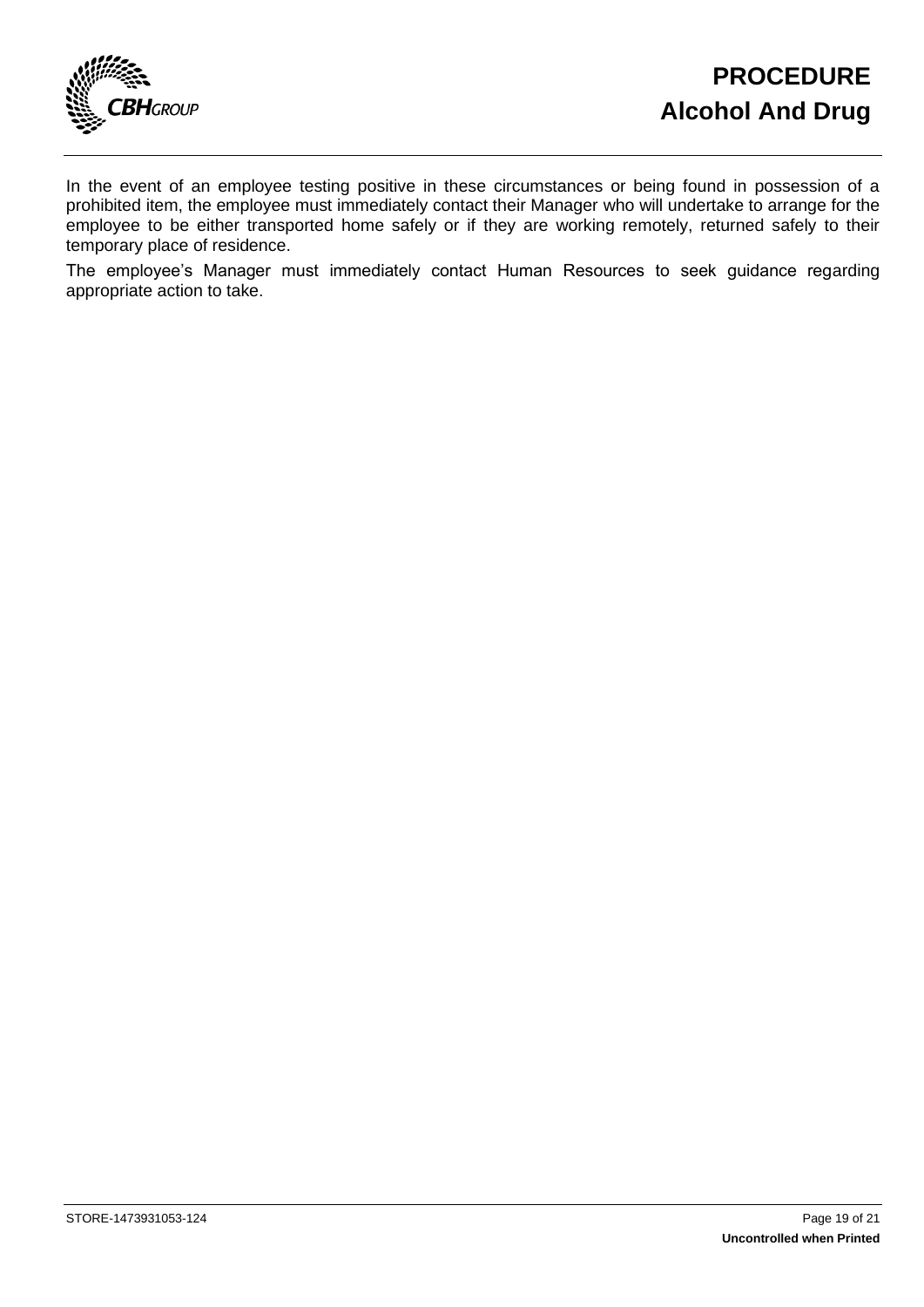In the event of an employee testing positive in these circumstances or being found in possession of a prohibited item, the employee must immediately contact their Manager who will undertake to arrange for the employee to be either transported home safely or if they are working remotely, returned safely to their temporary place of residence.

The employee's Manager must immediately contact Human Resources to seek guidance regarding appropriate action to take.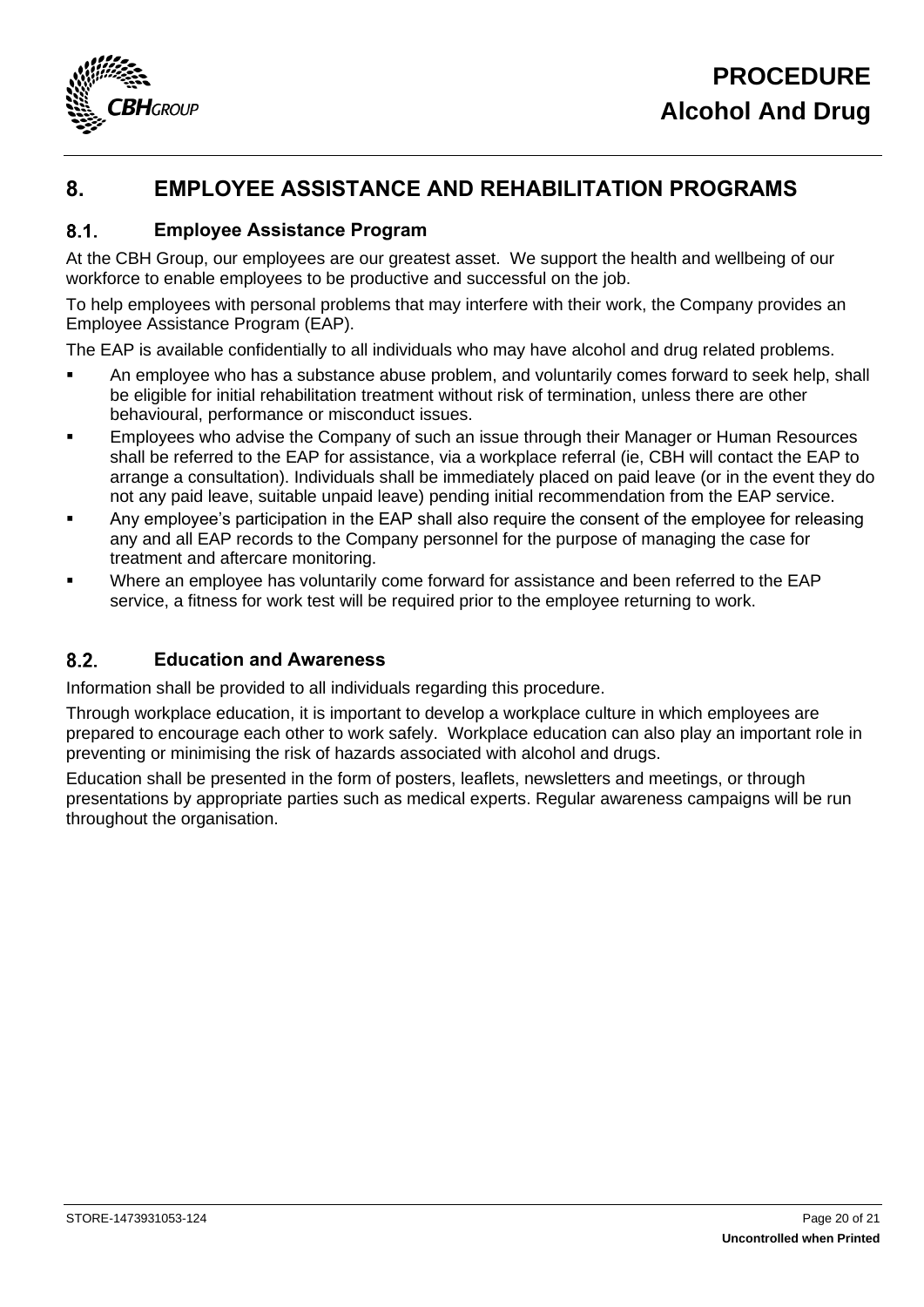## 8. EMPLOYEE ASSISTANCE AND REHABILITATION PROGRAMS

### 8.1. Employee Assistance Program

At the CBH Group, our employees are our greatest asset. We support the health and wellbeing of our workforce to enable employees to be productive and successful on the job.

To help employees with personal problems that may interfere with their work, the Company provides an Employee Assistance Program (EAP).

The EAP is available confidentially to all individuals who may have alcohol and drug related problems.

- An employee who has a substance abuse problem, and voluntarily comes forward to seek help, shall be eligible for initial rehabilitation treatment without risk of termination, unless there are other behavioural, performance or misconduct issues.
- Employees who advise the Company of such an issue through their Manager or Human Resources shall be referred to the EAP for assistance, via a workplace referral (ie, CBH will contact the EAP to arrange a consultation). Individuals shall be immediately placed on paid leave (or in the event they do not any paid leave, suitable unpaid leave) pending initial recommendation from the EAP service.
- Any employee's participation in the EAP shall also require the consent of the employee for releasing any and all EAP records to the Company personnel for the purpose of managing the case for treatment and aftercare monitoring.
- Where an employee has voluntarily come forward for assistance and been referred to the EAP service, a fitness for work test will be required prior to the employee returning to work.

### 8.2. Education and Awareness

Information shall be provided to all individuals regarding this procedure.

Through workplace education, it is important to develop a workplace culture in which employees are prepared to encourage each other to work safely. Workplace education can also play an important role in preventing or minimising the risk of hazards associated with alcohol and drugs.

Education shall be presented in the form of posters, leaflets, newsletters and meetings, or through presentations by appropriate parties such as medical experts. Regular awareness campaigns will be run throughout the organisation.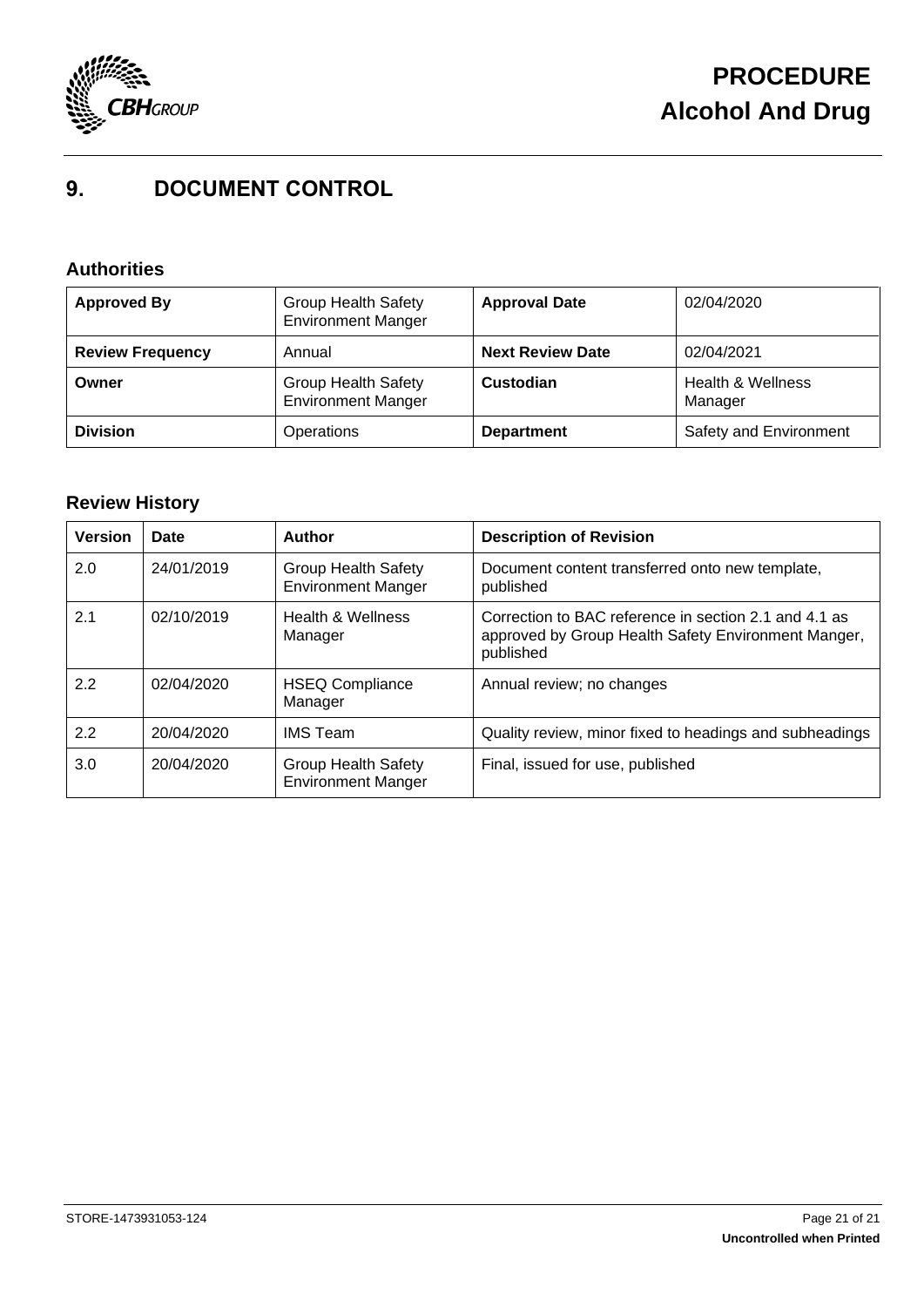## 9. DOCUMENT CONTROL

### Authorities

| | | | |
|---|---|---|---|
| **Approved By** | Group Health Safety Environment Manger | **Approval Date** | 02/04/2020 |
| **Review Frequency** | Annual | **Next Review Date** | 02/04/2021 |
| **Owner** | Group Health Safety Environment Manger | **Custodian** | Health & Wellness Manager |
| **Division** | Operations | **Department** | Safety and Environment |

### Review History

| Version | Date | Author | Description of Revision |
|---|---|---|---|
| 2.0 | 24/01/2019 | Group Health Safety Environment Manger | Document content transferred onto new template, published |
| 2.1 | 02/10/2019 | Health & Wellness Manager | Correction to BAC reference in section 2.1 and 4.1 as approved by Group Health Safety Environment Manger, published |
| 2.2 | 02/04/2020 | HSEQ Compliance Manager | Annual review; no changes |
| 2.2 | 20/04/2020 | IMS Team | Quality review, minor fixed to headings and subheadings |
| 3.0 | 20/04/2020 | Group Health Safety Environment Manger | Final, issued for use, published |